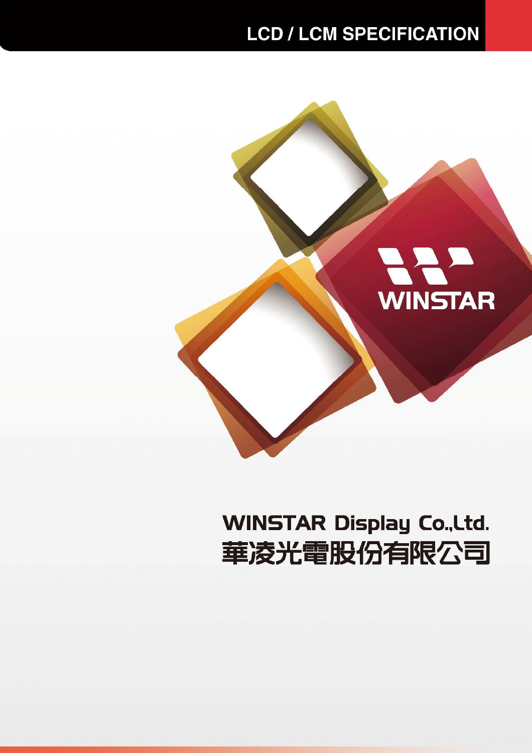# LCD / LCM SPECIFICATION

WINSTAR

WINSTAR Display Co.,Ltd.

華凌光電股份有限公司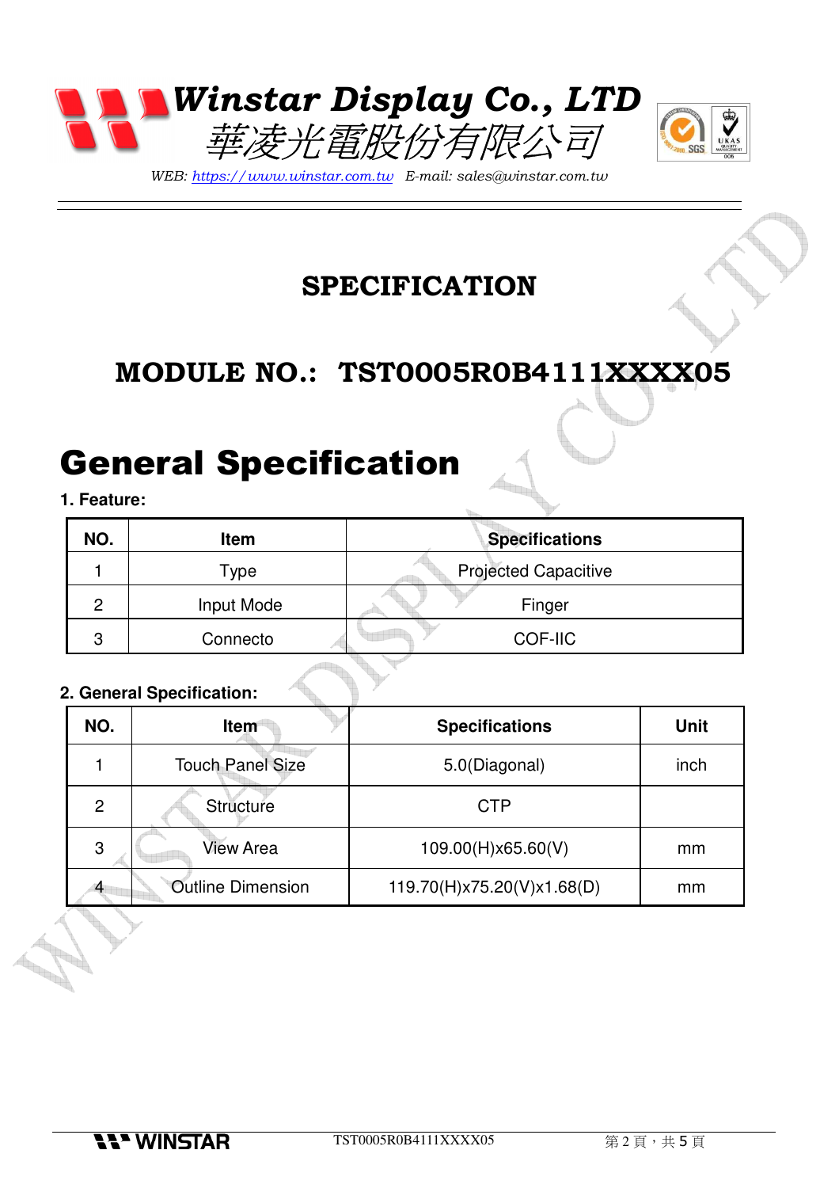# Winstar Display Co., LTD

華凌光電股份有限公司

*WEB: https://www.winstar.com.tw E-mail: sales@winstar.com.tw*

## SPECIFICATION

## MODULE NO.: TST0005R0B4111XXXX05

# General Specification

**1. Feature:**

| NO. | Item | Specifications |
|---|---|---|
| 1 | Type | Projected Capacitive |
| 2 | Input Mode | Finger |
| 3 | Connecto | COF-IIC |

**2. General Specification:**

| NO. | Item | Specifications | Unit |
|---|---|---|---|
| 1 | Touch Panel Size | 5.0(Diagonal) | inch |
| 2 | Structure | CTP | |
| 3 | View Area | 109.00(H)x65.60(V) | mm |
| 4 | Outline Dimension | 119.70(H)x75.20(V)x1.68(D) | mm |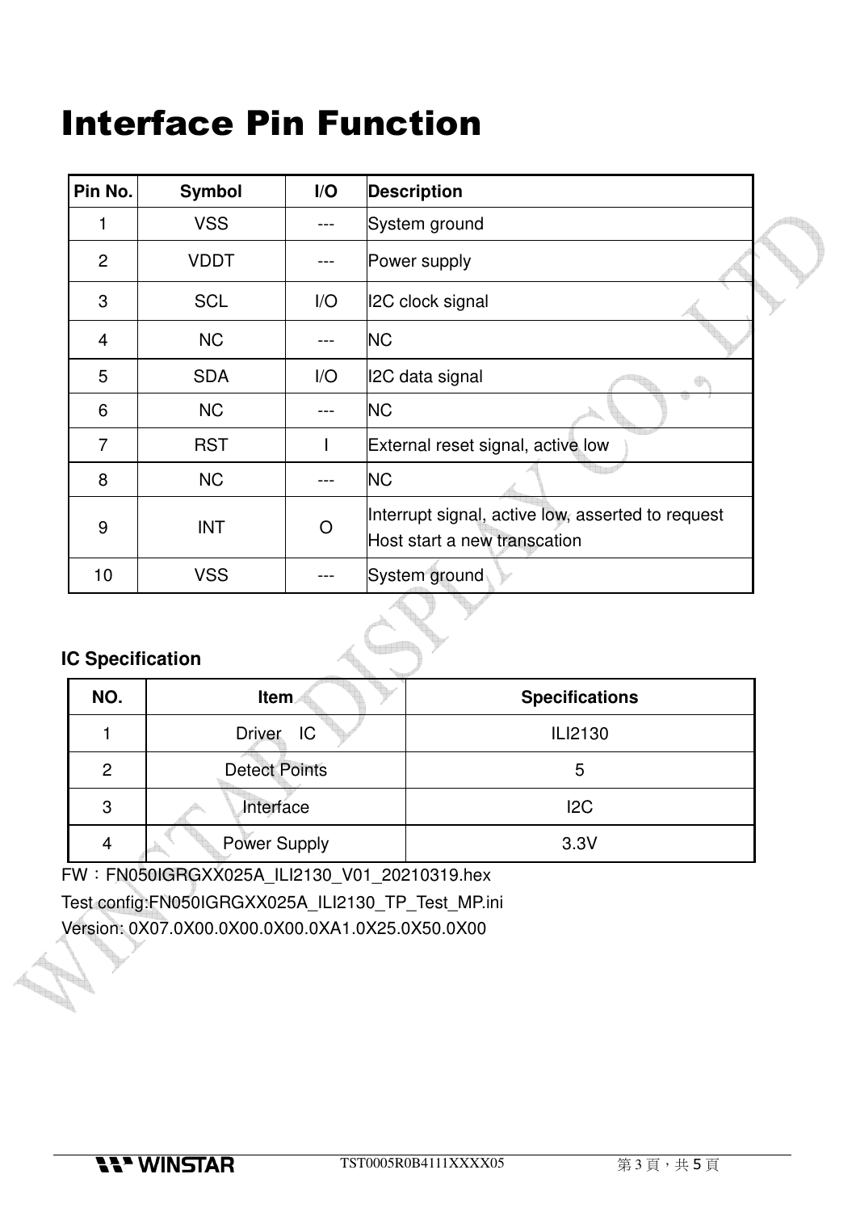# Interface Pin Function

| Pin No. | Symbol | I/O | Description |
|---|---|---|---|
| 1 | VSS | --- | System ground |
| 2 | VDDT | --- | Power supply |
| 3 | SCL | I/O | I2C clock signal |
| 4 | NC | --- | NC |
| 5 | SDA | I/O | I2C data signal |
| 6 | NC | --- | NC |
| 7 | RST | I | External reset signal, active low |
| 8 | NC | --- | NC |
| 9 | INT | O | Interrupt signal, active low, asserted to request Host start a new transcation |
| 10 | VSS | --- | System ground |

**IC Specification**

| NO. | Item | Specifications |
|---|---|---|
| 1 | Driver IC | ILI2130 |
| 2 | Detect Points | 5 |
| 3 | Interface | I2C |
| 4 | Power Supply | 3.3V |

FW：FN050IGRGXX025A_ILI2130_V01_20210319.hex

Test config:FN050IGRGXX025A_ILI2130_TP_Test_MP.ini

Version: 0X07.0X00.0X00.0X00.0XA1.0X25.0X50.0X00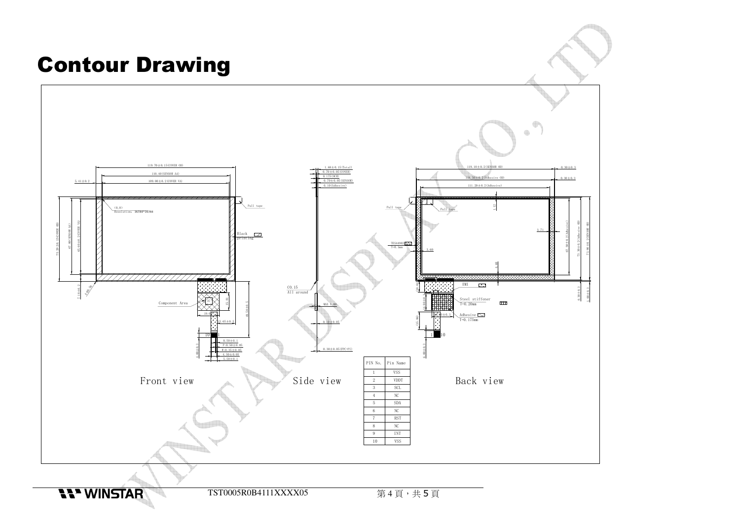# Contour Drawing

119.70±0.15(COVER OD)

110.40(SENSOR AA)

5.41±0.2

109.00±0.2(COVER VA)

(0,0)
Resolution: 16384*16384

Pull tape

Black printing

73.70±0.15(COVER OD)

67.00(SENSOR AA)

65.60±0.2(COVER VA)

7.18±0.2

4-R0.66

Component Area

IC

19.80

15.81

49.50±0.5

2.65±0.3

10

1

0.50±0.1

P:0.50±0.05

W:0.35±0.05

4.50±0.05

5.50±0.1

4.00±0.3

Front view

1.68±0.15(Total)

0.70±0.05(COVER)

0.175(OCR)

0.70±0.05(SENSOR)

0.10(Adhesive)

C0.15
All around

MAX 1.80

0.10±0.05

0.30±0.05(FPC+PI)

Side view

119.10±0.2(SENSOR OD)

0.30±0.3

118.50±0.2(Adhesive OD)

0.30±0.3

111.20±0.2(Adhesive)

Pull tape

Pull tape

1.12

3.71

TESA4982
T=0.1mm

3.60

4.68

67.30±0.2(Adhesive)

73.30±0.2(Adhesive OD)

73.90±0.2(SENSOR OD)

EMI

Steel stiffener
T=0.20mm

Adhesive
T=0.175mm

0.30±0.3

1.00±0.3

1

10

6.00±0.3

Back view

| PIN No. | Pin Name |
|---|---|
| 1 | VSS |
| 2 | VDDT |
| 3 | SCL |
| 4 | NC |
| 5 | SDA |
| 6 | NC |
| 7 | RST |
| 8 | NC |
| 9 | INT |
| 10 | VSS |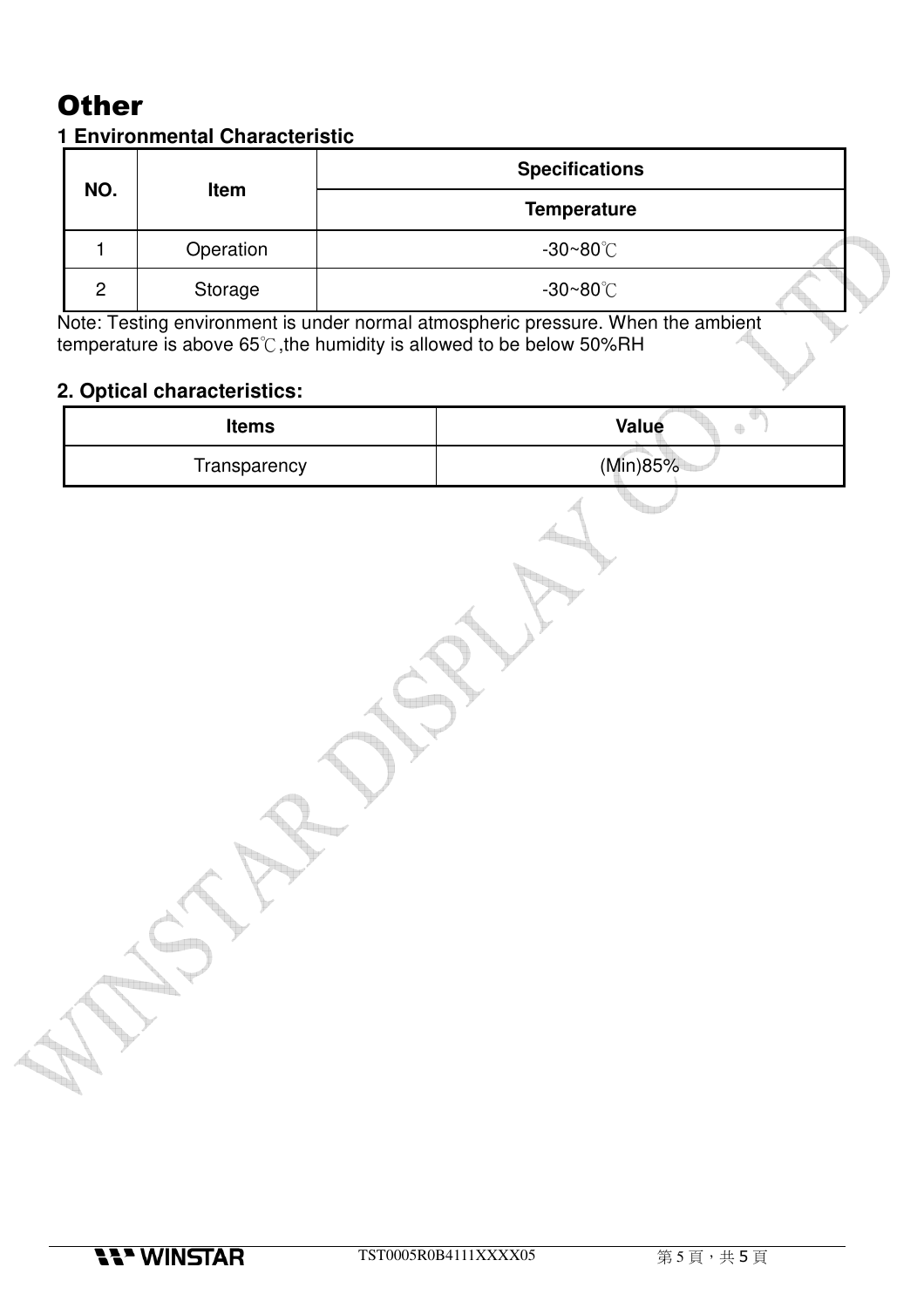# Other

## 1 Environmental Characteristic

| NO. | Item | Specifications |
|---|---|---|
| | | Temperature |
| 1 | Operation | -30~80℃ |
| 2 | Storage | -30~80℃ |

Note: Testing environment is under normal atmospheric pressure. When the ambient temperature is above 65℃,the humidity is allowed to be below 50%RH

## 2. Optical characteristics:

| Items | Value |
|---|---|
| Transparency | (Min)85% |